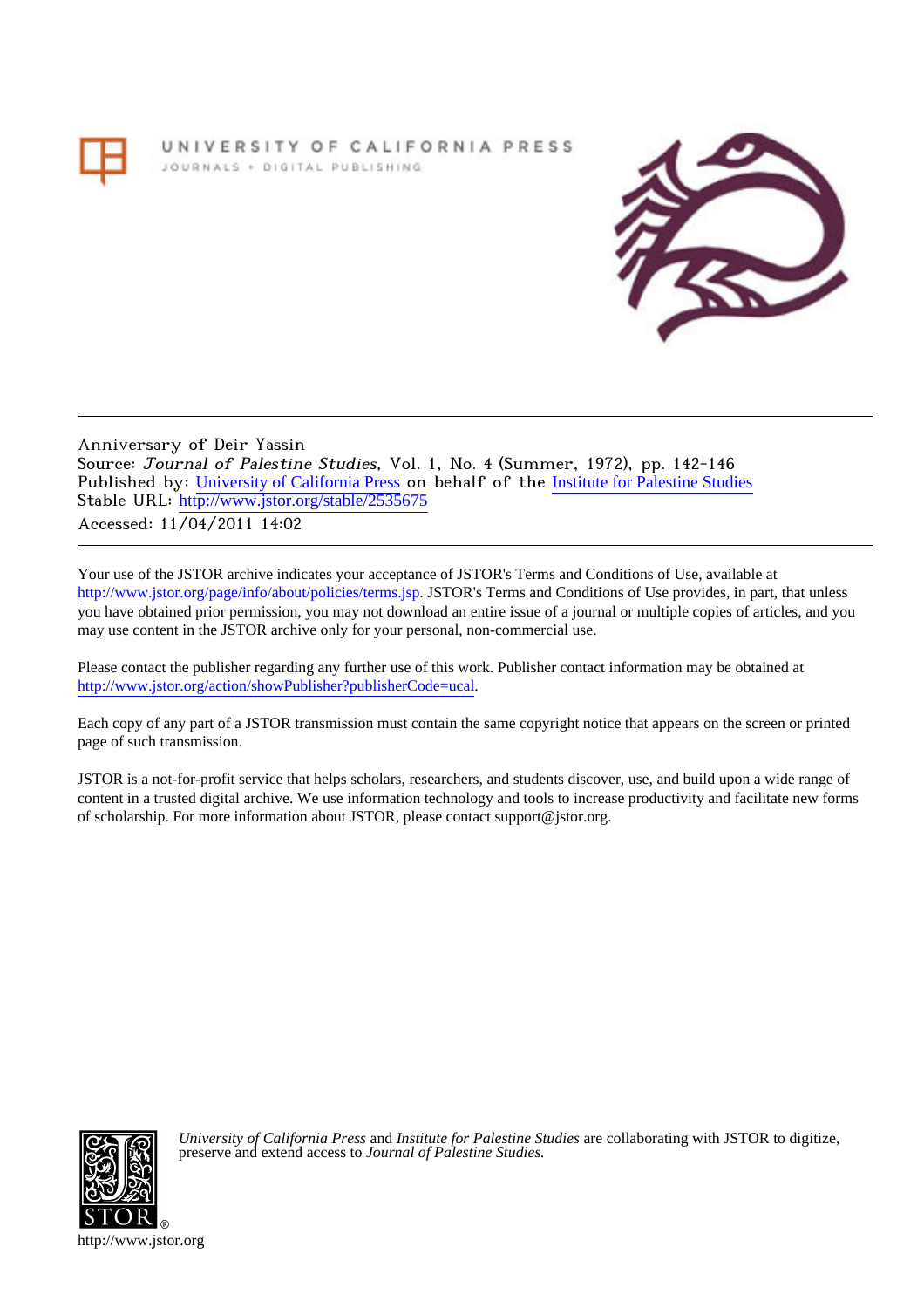UNIVERSITY OF CALIFORNIA PRESS
JOURNALS + DIGITAL PUBLISHING

Anniversary of Deir Yassin
Source: *Journal of Palestine Studies*, Vol. 1, No. 4 (Summer, 1972), pp. 142-146
Published by: University of California Press on behalf of the Institute for Palestine Studies
Stable URL: http://www.jstor.org/stable/2535675
Accessed: 11/04/2011 14:02

Your use of the JSTOR archive indicates your acceptance of JSTOR's Terms and Conditions of Use, available at http://www.jstor.org/page/info/about/policies/terms.jsp. JSTOR's Terms and Conditions of Use provides, in part, that unless you have obtained prior permission, you may not download an entire issue of a journal or multiple copies of articles, and you may use content in the JSTOR archive only for your personal, non-commercial use.

Please contact the publisher regarding any further use of this work. Publisher contact information may be obtained at http://www.jstor.org/action/showPublisher?publisherCode=ucal.

Each copy of any part of a JSTOR transmission must contain the same copyright notice that appears on the screen or printed page of such transmission.

JSTOR is a not-for-profit service that helps scholars, researchers, and students discover, use, and build upon a wide range of content in a trusted digital archive. We use information technology and tools to increase productivity and facilitate new forms of scholarship. For more information about JSTOR, please contact support@jstor.org.

*University of California Press* and *Institute for Palestine Studies* are collaborating with JSTOR to digitize, preserve and extend access to *Journal of Palestine Studies.*

http://www.jstor.org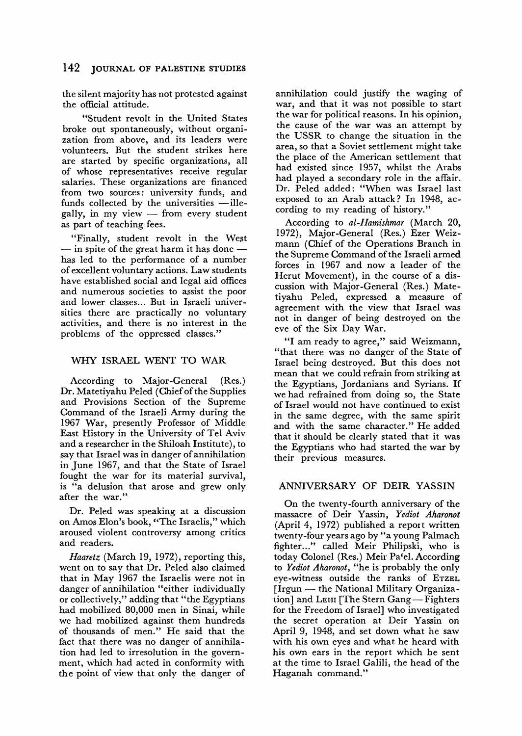the silent majority has not protested against the official attitude.

"Student revolt in the United States broke out spontaneously, without organization from above, and its leaders were volunteers. But the student strikes here are started by specific organizations, all of whose representatives receive regular salaries. These organizations are financed from two sources: university funds, and funds collected by the universities — illegally, in my view — from every student as part of teaching fees.

"Finally, student revolt in the West — in spite of the great harm it has done — has led to the performance of a number of excellent voluntary actions. Law students have established social and legal aid offices and numerous societies to assist the poor and lower classes... But in Israeli universities there are practically no voluntary activities, and there is no interest in the problems of the oppressed classes."

## WHY ISRAEL WENT TO WAR

According to Major-General (Res.) Dr. Matetiyahu Peled (Chief of the Supplies and Provisions Section of the Supreme Command of the Israeli Army during the 1967 War, presently Professor of Middle East History in the University of Tel Aviv and a researcher in the Shiloah Institute), to say that Israel was in danger of annihilation in June 1967, and that the State of Israel fought the war for its material survival, is "a delusion that arose and grew only after the war."

Dr. Peled was speaking at a discussion on Amos Elon's book, "The Israelis," which aroused violent controversy among critics and readers.

*Haaretz* (March 19, 1972), reporting this, went on to say that Dr. Peled also claimed that in May 1967 the Israelis were not in danger of annihilation "either individually or collectively," adding that "the Egyptians had mobilized 80,000 men in Sinai, while we had mobilized against them hundreds of thousands of men." He said that the fact that there was no danger of annihilation had led to irresolution in the government, which had acted in conformity with the point of view that only the danger of annihilation could justify the waging of war, and that it was not possible to start the war for political reasons. In his opinion, the cause of the war was an attempt by the USSR to change the situation in the area, so that a Soviet settlement might take the place of the American settlement that had existed since 1957, whilst the Arabs had played a secondary role in the affair. Dr. Peled added: "When was Israel last exposed to an Arab attack? In 1948, according to my reading of history."

According to *al-Hamishmar* (March 20, 1972), Major-General (Res.) Ezer Weizmann (Chief of the Operations Branch in the Supreme Command of the Israeli armed forces in 1967 and now a leader of the Herut Movement), in the course of a discussion with Major-General (Res.) Matetiyahu Peled, expressed a measure of agreement with the view that Israel was not in danger of being destroyed on the eve of the Six Day War.

"I am ready to agree," said Weizmann, "that there was no danger of the State of Israel being destroyed. But this does not mean that we could refrain from striking at the Egyptians, Jordanians and Syrians. If we had refrained from doing so, the State of Israel would not have continued to exist in the same degree, with the same spirit and with the same character." He added that it should be clearly stated that it was the Egyptians who had started the war by their previous measures.

## ANNIVERSARY OF DEIR YASSIN

On the twenty-fourth anniversary of the massacre of Deir Yassin, *Yediot Aharonot* (April 4, 1972) published a report written twenty-four years ago by "a young Palmach fighter..." called Meir Philipski, who is today Colonel (Res.) Meir Pa'el. According to *Yediot Aharonot*, "he is probably the only eye-witness outside the ranks of ETZEL [Irgun — the National Military Organization] and LEHI [The Stern Gang — Fighters for the Freedom of Israel] who investigated the secret operation at Deir Yassin on April 9, 1948, and set down what he saw with his own eyes and what he heard with his own ears in the report which he sent at the time to Israel Galili, the head of the Haganah command."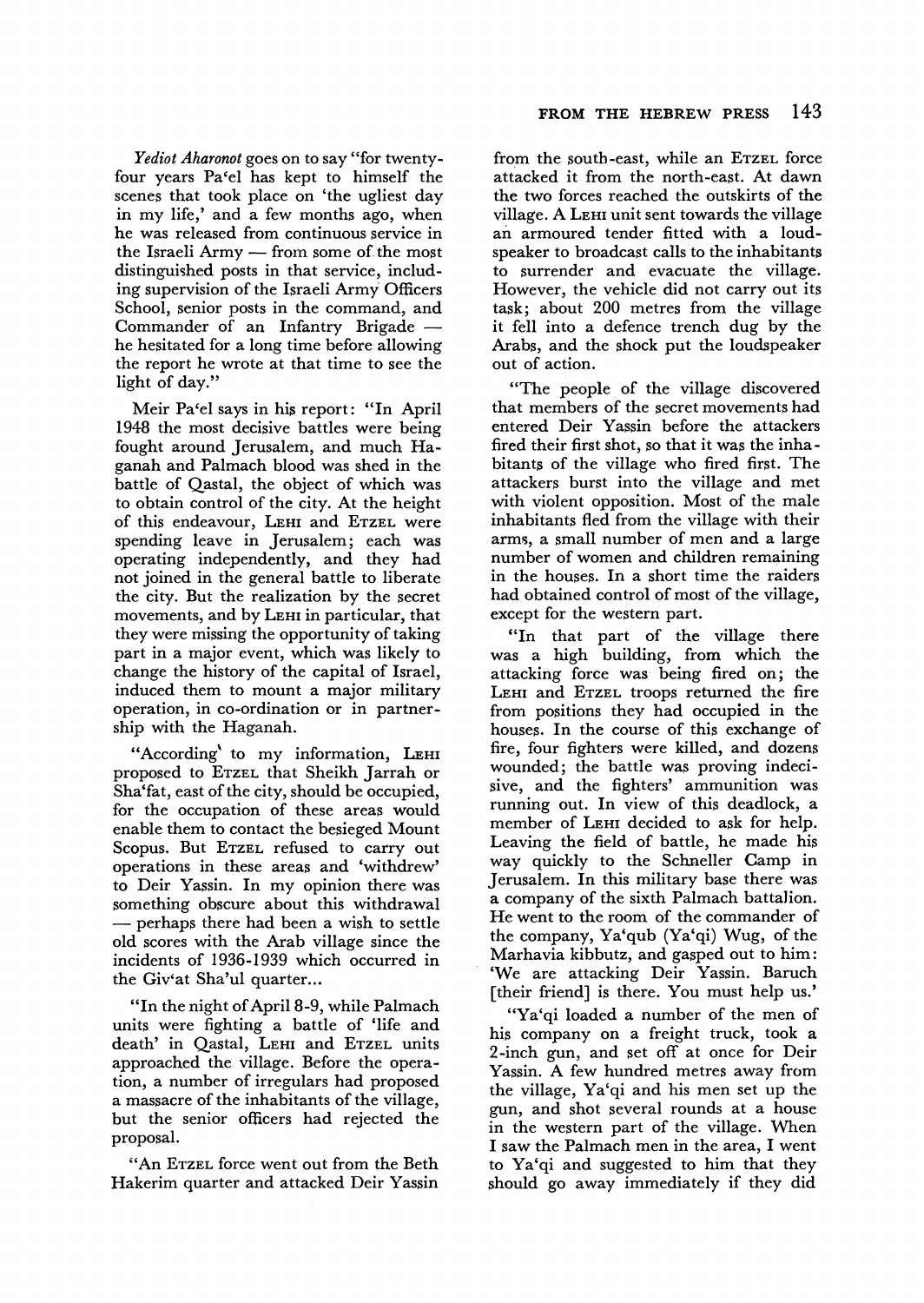*Yediot Aharonot* goes on to say "for twenty-four years Pa'el has kept to himself the scenes that took place on 'the ugliest day in my life,' and a few months ago, when he was released from continuous service in the Israeli Army — from some of the most distinguished posts in that service, including supervision of the Israeli Army Officers School, senior posts in the command, and Commander of an Infantry Brigade — he hesitated for a long time before allowing the report he wrote at that time to see the light of day."

Meir Pa'el says in his report: "In April 1948 the most decisive battles were being fought around Jerusalem, and much Haganah and Palmach blood was shed in the battle of Qastal, the object of which was to obtain control of the city. At the height of this endeavour, LEHI and ETZEL were spending leave in Jerusalem; each was operating independently, and they had not joined in the general battle to liberate the city. But the realization by the secret movements, and by LEHI in particular, that they were missing the opportunity of taking part in a major event, which was likely to change the history of the capital of Israel, induced them to mount a major military operation, in co-ordination or in partnership with the Haganah.

"According to my information, LEHI proposed to ETZEL that Sheikh Jarrah or Sha'fat, east of the city, should be occupied, for the occupation of these areas would enable them to contact the besieged Mount Scopus. But ETZEL refused to carry out operations in these areas and 'withdrew' to Deir Yassin. In my opinion there was something obscure about this withdrawal — perhaps there had been a wish to settle old scores with the Arab village since the incidents of 1936-1939 which occurred in the Giv'at Sha'ul quarter...

"In the night of April 8-9, while Palmach units were fighting a battle of 'life and death' in Qastal, LEHI and ETZEL units approached the village. Before the operation, a number of irregulars had proposed a massacre of the inhabitants of the village, but the senior officers had rejected the proposal.

"An ETZEL force went out from the Beth Hakerim quarter and attacked Deir Yassin from the south-east, while an ETZEL force attacked it from the north-east. At dawn the two forces reached the outskirts of the village. A LEHI unit sent towards the village an armoured tender fitted with a loudspeaker to broadcast calls to the inhabitants to surrender and evacuate the village. However, the vehicle did not carry out its task; about 200 metres from the village it fell into a defence trench dug by the Arabs, and the shock put the loudspeaker out of action.

"The people of the village discovered that members of the secret movements had entered Deir Yassin before the attackers fired their first shot, so that it was the inhabitants of the village who fired first. The attackers burst into the village and met with violent opposition. Most of the male inhabitants fled from the village with their arms, a small number of men and a large number of women and children remaining in the houses. In a short time the raiders had obtained control of most of the village, except for the western part.

"In that part of the village there was a high building, from which the attacking force was being fired on; the LEHI and ETZEL troops returned the fire from positions they had occupied in the houses. In the course of this exchange of fire, four fighters were killed, and dozens wounded; the battle was proving indecisive, and the fighters' ammunition was running out. In view of this deadlock, a member of LEHI decided to ask for help. Leaving the field of battle, he made his way quickly to the Schneller Camp in Jerusalem. In this military base there was a company of the sixth Palmach battalion. He went to the room of the commander of the company, Ya'qub (Ya'qi) Wug, of the Marhavia kibbutz, and gasped out to him: 'We are attacking Deir Yassin. Baruch [their friend] is there. You must help us.'

"Ya'qi loaded a number of the men of his company on a freight truck, took a 2-inch gun, and set off at once for Deir Yassin. A few hundred metres away from the village, Ya'qi and his men set up the gun, and shot several rounds at a house in the western part of the village. When I saw the Palmach men in the area, I went to Ya'qi and suggested to him that they should go away immediately if they did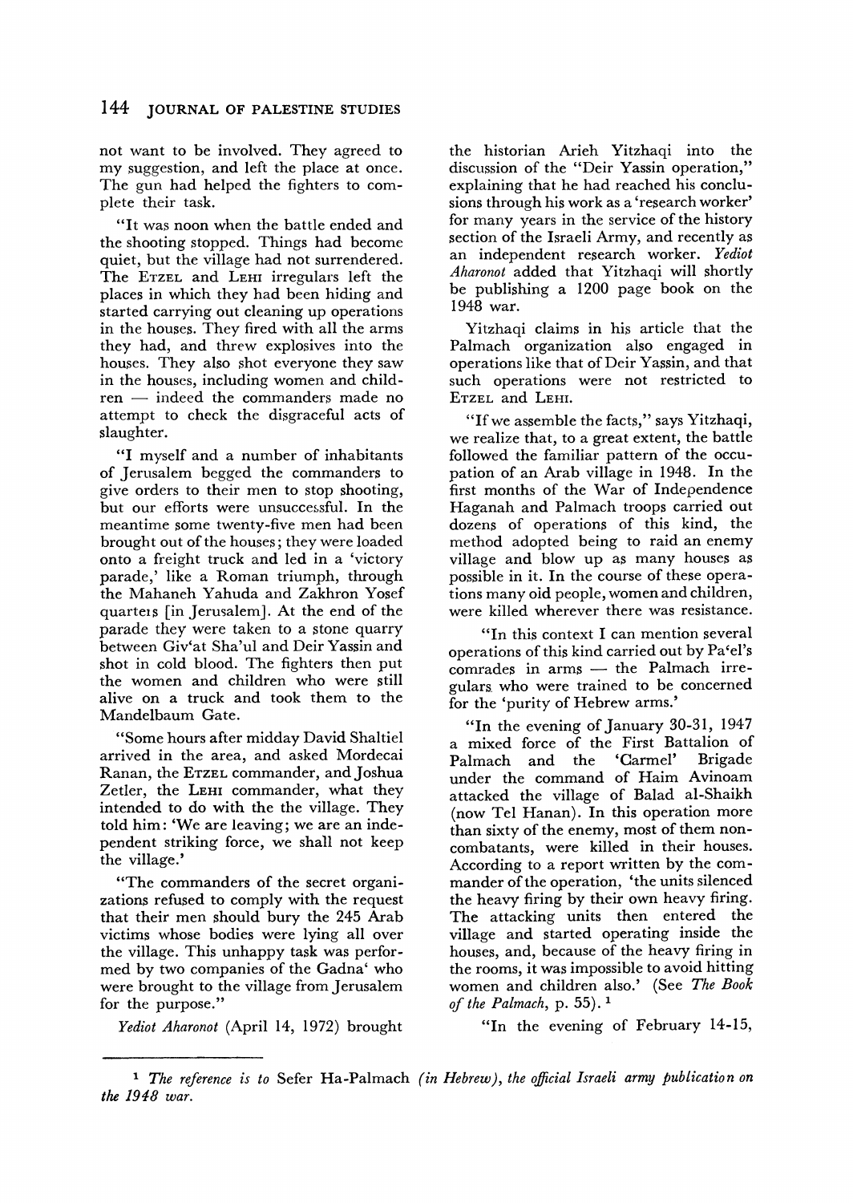not want to be involved. They agreed to my suggestion, and left the place at once. The gun had helped the fighters to complete their task.

"It was noon when the battle ended and the shooting stopped. Things had become quiet, but the village had not surrendered. The ETZEL and LEHI irregulars left the places in which they had been hiding and started carrying out cleaning up operations in the houses. They fired with all the arms they had, and threw explosives into the houses. They also shot everyone they saw in the houses, including women and children — indeed the commanders made no attempt to check the disgraceful acts of slaughter.

"I myself and a number of inhabitants of Jerusalem begged the commanders to give orders to their men to stop shooting, but our efforts were unsuccessful. In the meantime some twenty-five men had been brought out of the houses; they were loaded onto a freight truck and led in a 'victory parade,' like a Roman triumph, through the Mahaneh Yahuda and Zakhron Yosef quarters [in Jerusalem]. At the end of the parade they were taken to a stone quarry between Giv'at Sha'ul and Deir Yassin and shot in cold blood. The fighters then put the women and children who were still alive on a truck and took them to the Mandelbaum Gate.

"Some hours after midday David Shaltiel arrived in the area, and asked Mordecai Ranan, the ETZEL commander, and Joshua Zetler, the LEHI commander, what they intended to do with the the village. They told him: 'We are leaving; we are an independent striking force, we shall not keep the village.'

"The commanders of the secret organizations refused to comply with the request that their men should bury the 245 Arab victims whose bodies were lying all over the village. This unhappy task was performed by two companies of the Gadna' who were brought to the village from Jerusalem for the purpose."

*Yediot Aharonot* (April 14, 1972) brought the historian Arieh Yitzhaqi into the discussion of the "Deir Yassin operation," explaining that he had reached his conclusions through his work as a 'research worker' for many years in the service of the history section of the Israeli Army, and recently as an independent research worker. *Yediot Aharonot* added that Yitzhaqi will shortly be publishing a 1200 page book on the 1948 war.

Yitzhaqi claims in his article that the Palmach organization also engaged in operations like that of Deir Yassin, and that such operations were not restricted to ETZEL and LEHI.

"If we assemble the facts," says Yitzhaqi, we realize that, to a great extent, the battle followed the familiar pattern of the occupation of an Arab village in 1948. In the first months of the War of Independence Haganah and Palmach troops carried out dozens of operations of this kind, the method adopted being to raid an enemy village and blow up as many houses as possible in it. In the course of these operations many old people, women and children, were killed wherever there was resistance.

"In this context I can mention several operations of this kind carried out by Pa'el's comrades in arms — the Palmach irregulars who were trained to be concerned for the 'purity of Hebrew arms.'

"In the evening of January 30-31, 1947 a mixed force of the First Battalion of Palmach and the 'Carmel' Brigade under the command of Haim Avinoam attacked the village of Balad al-Shaikh (now Tel Hanan). In this operation more than sixty of the enemy, most of them non-combatants, were killed in their houses. According to a report written by the commander of the operation, 'the units silenced the heavy firing by their own heavy firing. The attacking units then entered the village and started operating inside the houses, and, because of the heavy firing in the rooms, it was impossible to avoid hitting women and children also.' (See *The Book of the Palmach*, p. 55).[1]

"In the evening of February 14-15,

---

[1] *The reference is to* Sefer Ha-Palmach *(in Hebrew), the official Israeli army publication on the 1948 war.*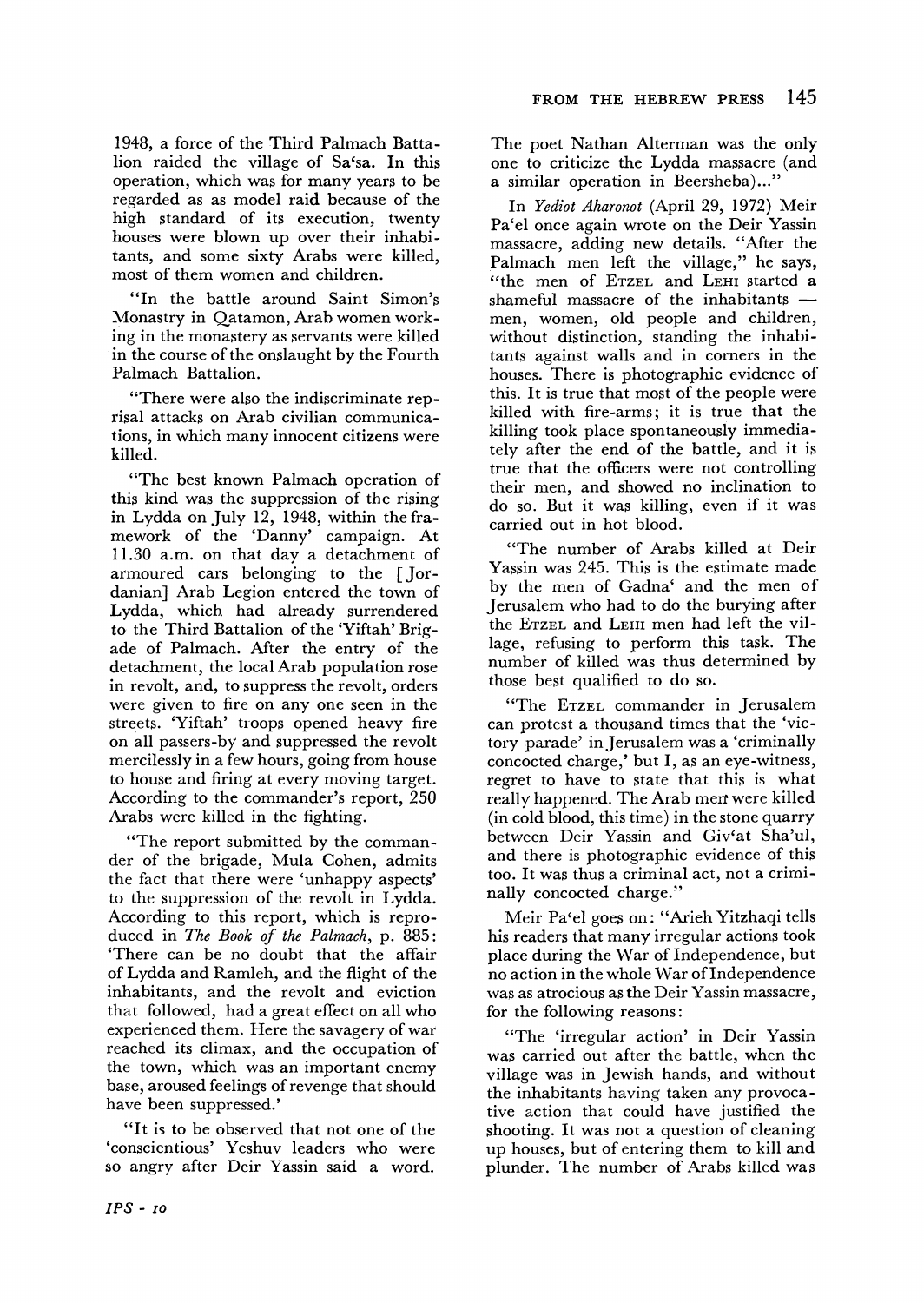1948, a force of the Third Palmach Battalion raided the village of Sa'sa. In this operation, which was for many years to be regarded as as model raid because of the high standard of its execution, twenty houses were blown up over their inhabitants, and some sixty Arabs were killed, most of them women and children.

"In the battle around Saint Simon's Monastry in Qatamon, Arab women working in the monastery as servants were killed in the course of the onslaught by the Fourth Palmach Battalion.

"There were also the indiscriminate reprisal attacks on Arab civilian communications, in which many innocent citizens were killed.

"The best known Palmach operation of this kind was the suppression of the rising in Lydda on July 12, 1948, within the framework of the 'Danny' campaign. At 11.30 a.m. on that day a detachment of armoured cars belonging to the [Jordanian] Arab Legion entered the town of Lydda, which had already surrendered to the Third Battalion of the 'Yiftah' Brigade of Palmach. After the entry of the detachment, the local Arab population rose in revolt, and, to suppress the revolt, orders were given to fire on any one seen in the streets. 'Yiftah' troops opened heavy fire on all passers-by and suppressed the revolt mercilessly in a few hours, going from house to house and firing at every moving target. According to the commander's report, 250 Arabs were killed in the fighting.

"The report submitted by the commander of the brigade, Mula Cohen, admits the fact that there were 'unhappy aspects' to the suppression of the revolt in Lydda. According to this report, which is reproduced in *The Book of the Palmach*, p. 885: 'There can be no doubt that the affair of Lydda and Ramleh, and the flight of the inhabitants, and the revolt and eviction that followed, had a great effect on all who experienced them. Here the savagery of war reached its climax, and the occupation of the town, which was an important enemy base, aroused feelings of revenge that should have been suppressed.'

"It is to be observed that not one of the 'conscientious' Yeshuv leaders who were so angry after Deir Yassin said a word. The poet Nathan Alterman was the only one to criticize the Lydda massacre (and a similar operation in Beersheba)..."

In *Yediot Aharonot* (April 29, 1972) Meir Pa'el once again wrote on the Deir Yassin massacre, adding new details. "After the Palmach men left the village," he says, "the men of ETZEL and LEHI started a shameful massacre of the inhabitants — men, women, old people and children, without distinction, standing the inhabitants against walls and in corners in the houses. There is photographic evidence of this. It is true that most of the people were killed with fire-arms; it is true that the killing took place spontaneously immediately after the end of the battle, and it is true that the officers were not controlling their men, and showed no inclination to do so. But it was killing, even if it was carried out in hot blood.

"The number of Arabs killed at Deir Yassin was 245. This is the estimate made by the men of Gadna' and the men of Jerusalem who had to do the burying after the ETZEL and LEHI men had left the village, refusing to perform this task. The number of killed was thus determined by those best qualified to do so.

"The ETZEL commander in Jerusalem can protest a thousand times that the 'victory parade' in Jerusalem was a 'criminally concocted charge,' but I, as an eye-witness, regret to have to state that this is what really happened. The Arab men were killed (in cold blood, this time) in the stone quarry between Deir Yassin and Giv'at Sha'ul, and there is photographic evidence of this too. It was thus a criminal act, not a criminally concocted charge."

Meir Pa'el goes on: "Arieh Yitzhaqi tells his readers that many irregular actions took place during the War of Independence, but no action in the whole War of Independence was as atrocious as the Deir Yassin massacre, for the following reasons:

"The 'irregular action' in Deir Yassin was carried out after the battle, when the village was in Jewish hands, and without the inhabitants having taken any provocative action that could have justified the shooting. It was not a question of cleaning up houses, but of entering them to kill and plunder. The number of Arabs killed was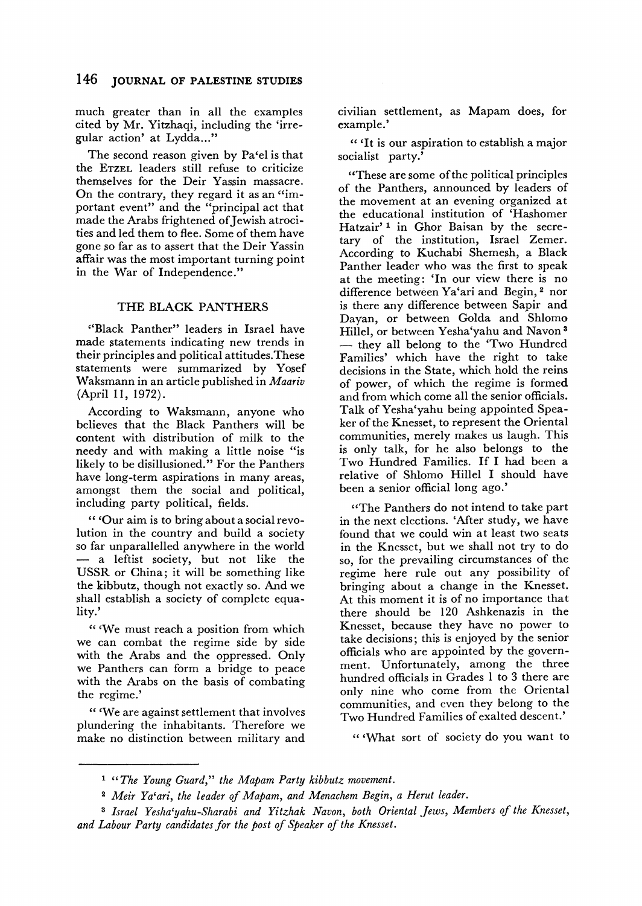much greater than in all the examples cited by Mr. Yitzhaqi, including the 'irregular action' at Lydda..."

The second reason given by Pa'el is that the ETZEL leaders still refuse to criticize themselves for the Deir Yassin massacre. On the contrary, they regard it as an "important event" and the "principal act that made the Arabs frightened of Jewish atrocities and led them to flee. Some of them have gone so far as to assert that the Deir Yassin affair was the most important turning point in the War of Independence."

## THE BLACK PANTHERS

"Black Panther" leaders in Israel have made statements indicating new trends in their principles and political attitudes. These statements were summarized by Yosef Waksmann in an article published in *Maariv* (April 11, 1972).

According to Waksmann, anyone who believes that the Black Panthers will be content with distribution of milk to the needy and with making a little noise "is likely to be disillusioned." For the Panthers have long-term aspirations in many areas, amongst them the social and political, including party political, fields.

" 'Our aim is to bring about a social revolution in the country and build a society so far unparallelled anywhere in the world — a leftist society, but not like the USSR or China; it will be something like the kibbutz, though not exactly so. And we shall establish a society of complete equality.'

" 'We must reach a position from which we can combat the regime side by side with the Arabs and the oppressed. Only we Panthers can form a bridge to peace with the Arabs on the basis of combating the regime.'

" 'We are against settlement that involves plundering the inhabitants. Therefore we make no distinction between military and civilian settlement, as Mapam does, for example.'

" 'It is our aspiration to establish a major socialist party.'

"These are some of the political principles of the Panthers, announced by leaders of the movement at an evening organized at the educational institution of 'Hashomer Hatzair' [1] in Ghor Baisan by the secretary of the institution, Israel Zemer. According to Kuchabi Shemesh, a Black Panther leader who was the first to speak at the meeting: 'In our view there is no difference between Ya'ari and Begin, [2] nor is there any difference between Sapir and Dayan, or between Golda and Shlomo Hillel, or between Yesha'yahu and Navon [3] — they all belong to the 'Two Hundred Families' which have the right to take decisions in the State, which hold the reins of power, of which the regime is formed and from which come all the senior officials. Talk of Yesha'yahu being appointed Speaker of the Knesset, to represent the Oriental communities, merely makes us laugh. This is only talk, for he also belongs to the Two Hundred Families. If I had been a relative of Shlomo Hillel I should have been a senior official long ago.'

"The Panthers do not intend to take part in the next elections. 'After study, we have found that we could win at least two seats in the Knesset, but we shall not try to do so, for the prevailing circumstances of the regime here rule out any possibility of bringing about a change in the Knesset. At this moment it is of no importance that there should be 120 Ashkenazis in the Knesset, because they have no power to take decisions; this is enjoyed by the senior officials who are appointed by the government. Unfortunately, among the three hundred officials in Grades 1 to 3 there are only nine who come from the Oriental communities, and even they belong to the Two Hundred Families of exalted descent.'

" 'What sort of society do you want to

---

[1] *"The Young Guard," the Mapam Party kibbutz movement.*

[2] *Meir Ya'ari, the leader of Mapam, and Menachem Begin, a Herut leader.*

[3] *Israel Yesha'yahu-Sharabi and Yitzhak Navon, both Oriental Jews, Members of the Knesset, and Labour Party candidates for the post of Speaker of the Knesset.*